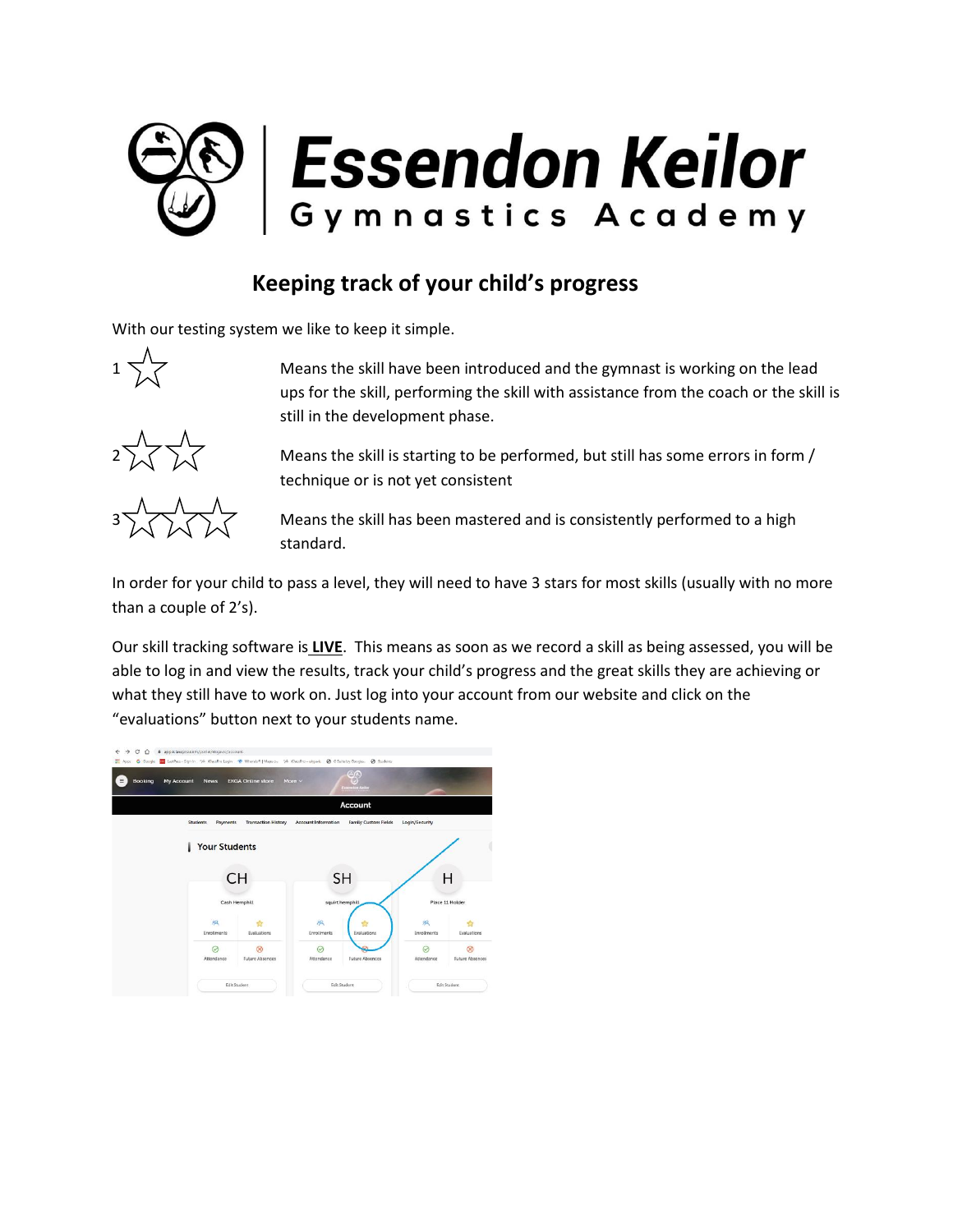# Essendon Keilor Gymnastics Academy

## Keeping track of your child's progress

With our testing system we like to keep it simple.

1 ☆ Means the skill have been introduced and the gymnast is working on the lead ups for the skill, performing the skill with assistance from the coach or the skill is still in the development phase.

2 ☆☆ Means the skill is starting to be performed, but still has some errors in form / technique or is not yet consistent

3 ☆☆☆ Means the skill has been mastered and is consistently performed to a high standard.

In order for your child to pass a level, they will need to have 3 stars for most skills (usually with no more than a couple of 2's).

Our skill tracking software is **LIVE**. This means as soon as we record a skill as being assessed, you will be able to log in and view the results, track your child's progress and the great skills they are achieving or what they still have to work on. Just log into your account from our website and click on the "evaluations" button next to your students name.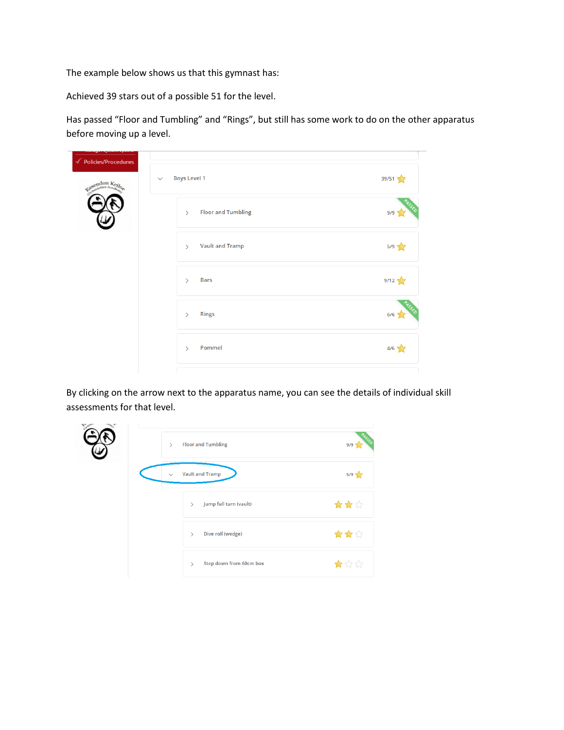The example below shows us that this gymnast has:

Achieved 39 stars out of a possible 51 for the level.

Has passed “Floor and Tumbling” and “Rings”, but still has some work to do on the other apparatus before moving up a level.

By clicking on the arrow next to the apparatus name, you can see the details of individual skill assessments for that level.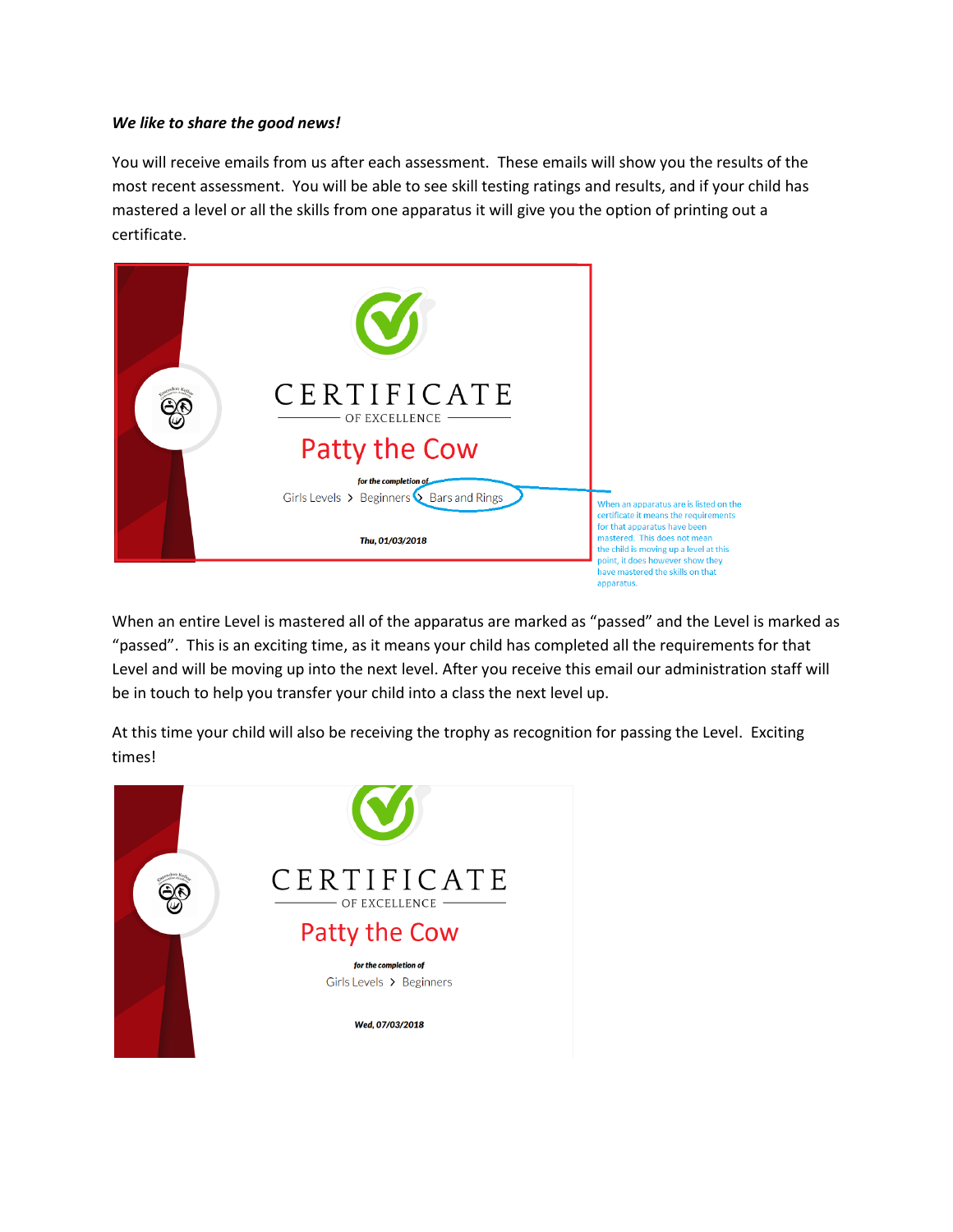***We like to share the good news!***

You will receive emails from us after each assessment. These emails will show you the results of the most recent assessment. You will be able to see skill testing ratings and results, and if your child has mastered a level or all the skills from one apparatus it will give you the option of printing out a certificate.

CERTIFICATE

OF EXCELLENCE

Patty the Cow

for the completion of

Girls Levels > Beginners > Bars and Rings

Thu, 01/03/2018

When an apparatus are is listed on the certificate it means the requirements for that apparatus have been mastered. This does not mean the child is moving up a level at this point, it does however show they have mastered the skills on that apparatus.

When an entire Level is mastered all of the apparatus are marked as "passed" and the Level is marked as "passed". This is an exciting time, as it means your child has completed all the requirements for that Level and will be moving up into the next level. After you receive this email our administration staff will be in touch to help you transfer your child into a class the next level up.

At this time your child will also be receiving the trophy as recognition for passing the Level. Exciting times!

CERTIFICATE

OF EXCELLENCE

Patty the Cow

for the completion of

Girls Levels > Beginners

Wed, 07/03/2018